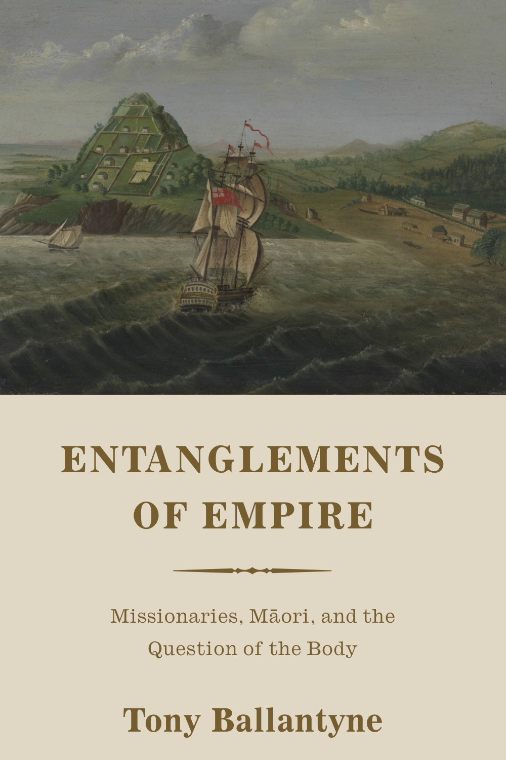# ENTANGLEMENTS OF EMPIRE

Missionaries, Māori, and the Question of the Body

**Tony Ballantyne**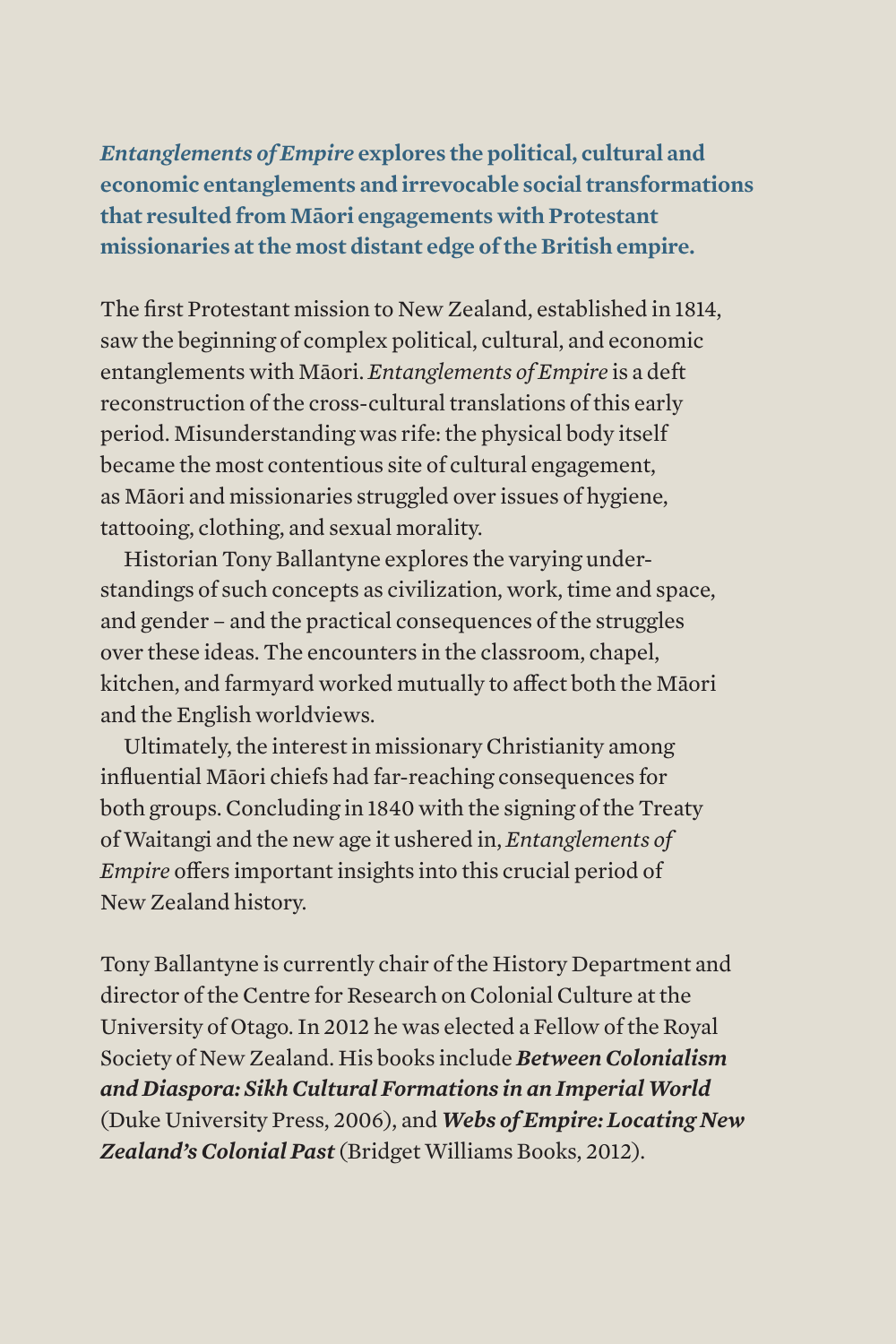***Entanglements of Empire* explores the political, cultural and economic entanglements and irrevocable social transformations that resulted from Māori engagements with Protestant missionaries at the most distant edge of the British empire.**

The first Protestant mission to New Zealand, established in 1814, saw the beginning of complex political, cultural, and economic entanglements with Māori. *Entanglements of Empire* is a deft reconstruction of the cross-cultural translations of this early period. Misunderstanding was rife: the physical body itself became the most contentious site of cultural engagement, as Māori and missionaries struggled over issues of hygiene, tattooing, clothing, and sexual morality.

Historian Tony Ballantyne explores the varying understandings of such concepts as civilization, work, time and space, and gender – and the practical consequences of the struggles over these ideas. The encounters in the classroom, chapel, kitchen, and farmyard worked mutually to affect both the Māori and the English worldviews.

Ultimately, the interest in missionary Christianity among influential Māori chiefs had far-reaching consequences for both groups. Concluding in 1840 with the signing of the Treaty of Waitangi and the new age it ushered in, *Entanglements of Empire* offers important insights into this crucial period of New Zealand history.

Tony Ballantyne is currently chair of the History Department and director of the Centre for Research on Colonial Culture at the University of Otago. In 2012 he was elected a Fellow of the Royal Society of New Zealand. His books include ***Between Colonialism and Diaspora: Sikh Cultural Formations in an Imperial World*** (Duke University Press, 2006), and ***Webs of Empire: Locating New Zealand's Colonial Past*** (Bridget Williams Books, 2012).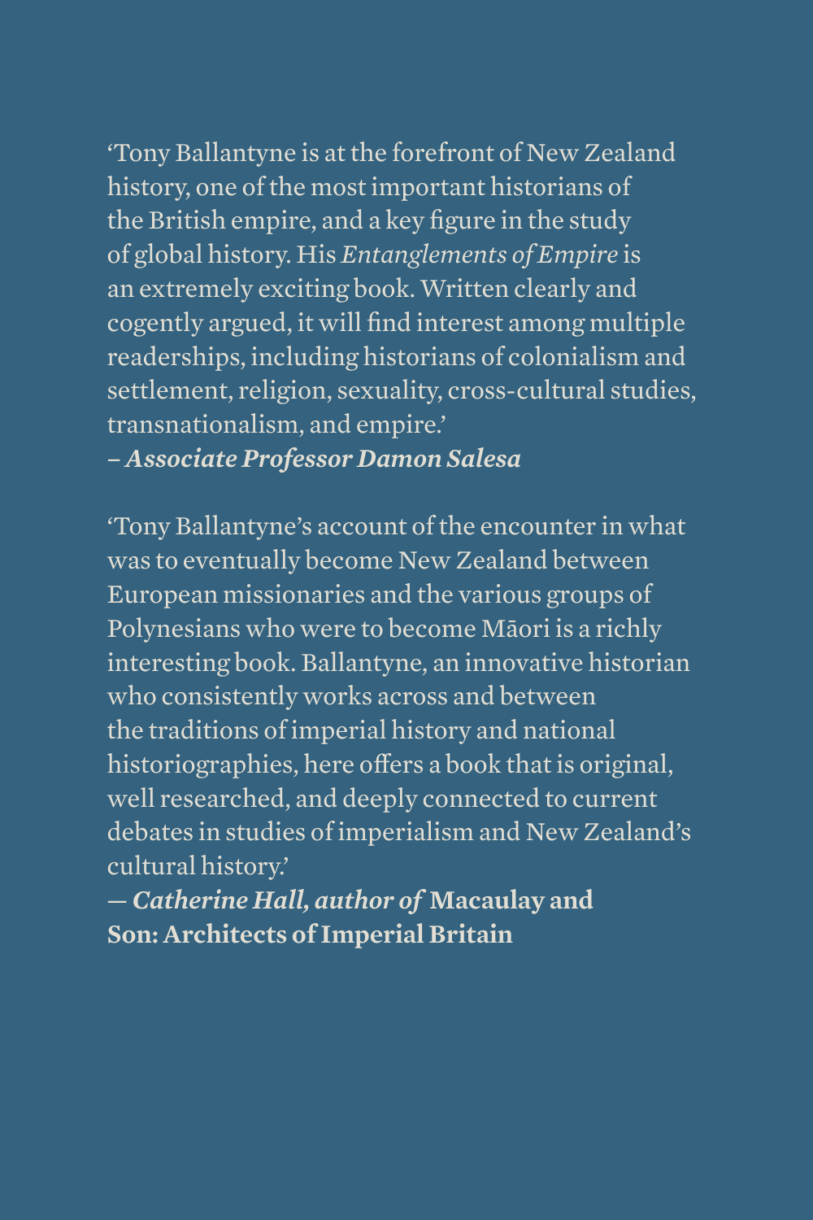'Tony Ballantyne is at the forefront of New Zealand history, one of the most important historians of the British empire, and a key figure in the study of global history. His *Entanglements of Empire* is an extremely exciting book. Written clearly and cogently argued, it will find interest among multiple readerships, including historians of colonialism and settlement, religion, sexuality, cross-cultural studies, transnationalism, and empire.'
– ***Associate Professor Damon Salesa***

'Tony Ballantyne's account of the encounter in what was to eventually become New Zealand between European missionaries and the various groups of Polynesians who were to become Māori is a richly interesting book. Ballantyne, an innovative historian who consistently works across and between the traditions of imperial history and national historiographies, here offers a book that is original, well researched, and deeply connected to current debates in studies of imperialism and New Zealand's cultural history.'
— ***Catherine Hall, author of*** **Macaulay and Son: Architects of Imperial Britain**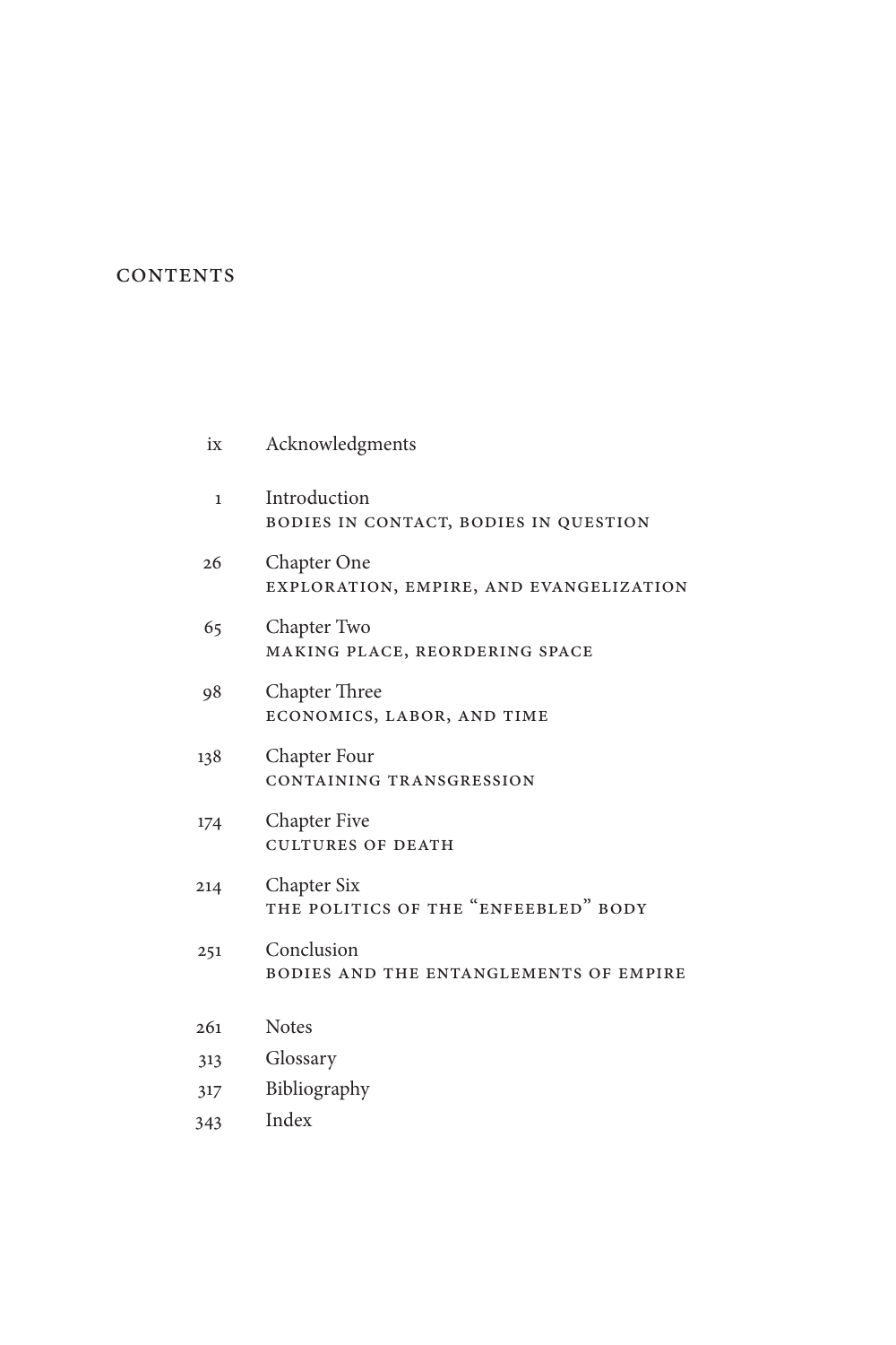# CONTENTS

| | |
|---|---|
| ix | Acknowledgments |
| 1 | Introduction<br>BODIES IN CONTACT, BODIES IN QUESTION |
| 26 | Chapter One<br>EXPLORATION, EMPIRE, AND EVANGELIZATION |
| 65 | Chapter Two<br>MAKING PLACE, REORDERING SPACE |
| 98 | Chapter Three<br>ECONOMICS, LABOR, AND TIME |
| 138 | Chapter Four<br>CONTAINING TRANSGRESSION |
| 174 | Chapter Five<br>CULTURES OF DEATH |
| 214 | Chapter Six<br>THE POLITICS OF THE "ENFEEBLED" BODY |
| 251 | Conclusion<br>BODIES AND THE ENTANGLEMENTS OF EMPIRE |
| 261 | Notes |
| 313 | Glossary |
| 317 | Bibliography |
| 343 | Index |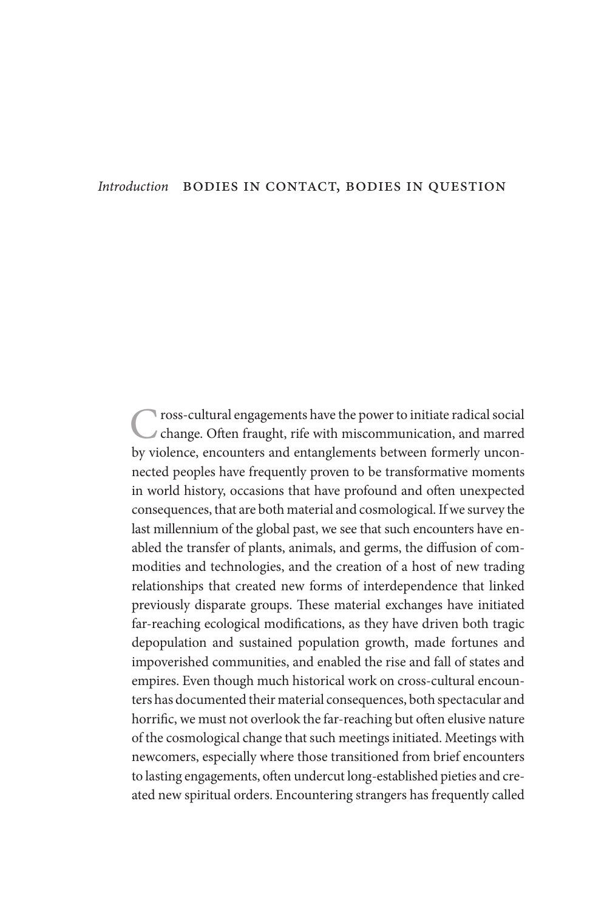# *Introduction* BODIES IN CONTACT, BODIES IN QUESTION

Cross-cultural engagements have the power to initiate radical social change. Often fraught, rife with miscommunication, and marred by violence, encounters and entanglements between formerly unconnected peoples have frequently proven to be transformative moments in world history, occasions that have profound and often unexpected consequences, that are both material and cosmological. If we survey the last millennium of the global past, we see that such encounters have enabled the transfer of plants, animals, and germs, the diffusion of commodities and technologies, and the creation of a host of new trading relationships that created new forms of interdependence that linked previously disparate groups. These material exchanges have initiated far-reaching ecological modifications, as they have driven both tragic depopulation and sustained population growth, made fortunes and impoverished communities, and enabled the rise and fall of states and empires. Even though much historical work on cross-cultural encounters has documented their material consequences, both spectacular and horrific, we must not overlook the far-reaching but often elusive nature of the cosmological change that such meetings initiated. Meetings with newcomers, especially where those transitioned from brief encounters to lasting engagements, often undercut long-established pieties and created new spiritual orders. Encountering strangers has frequently called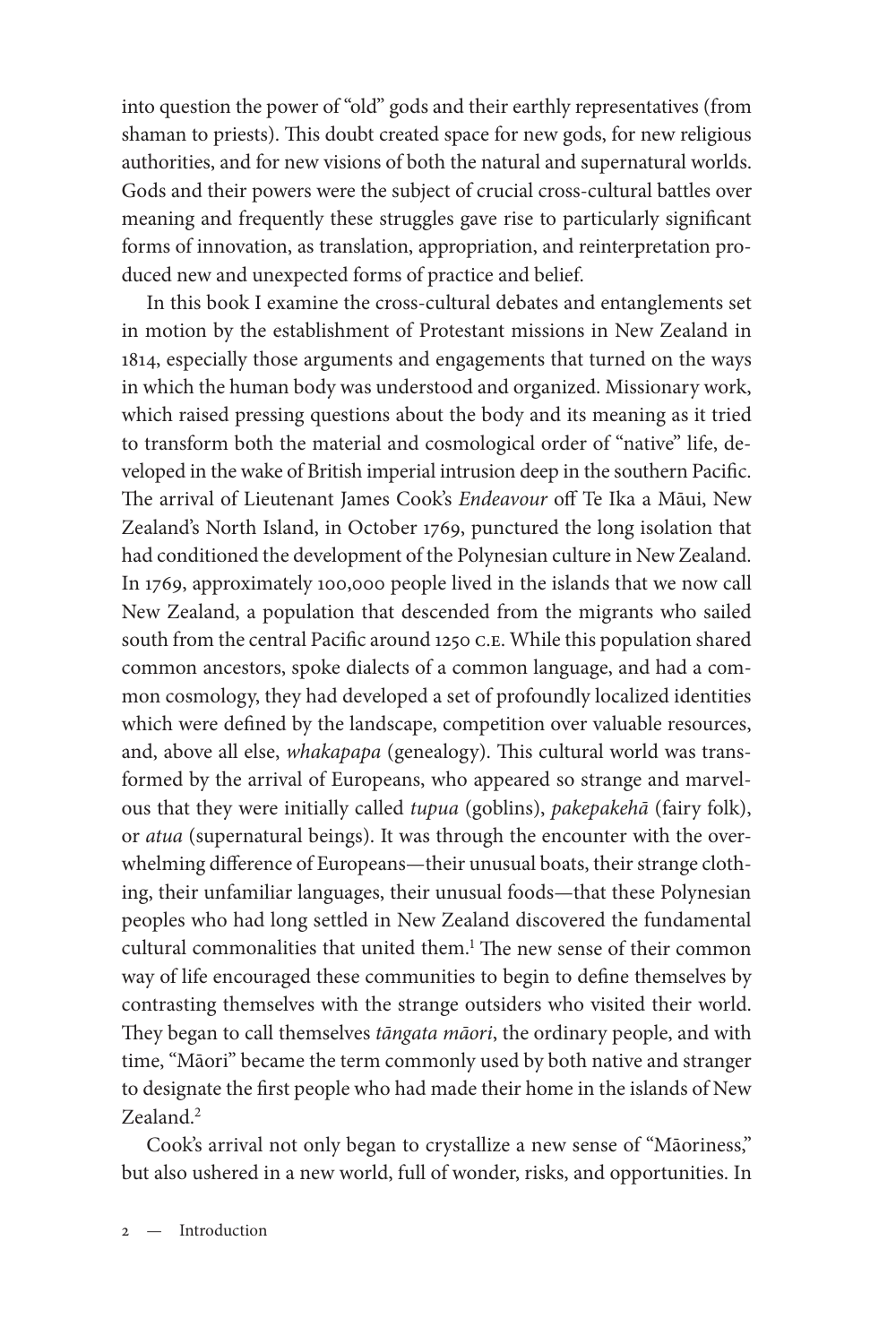into question the power of "old" gods and their earthly representatives (from shaman to priests). This doubt created space for new gods, for new religious authorities, and for new visions of both the natural and supernatural worlds. Gods and their powers were the subject of crucial cross-cultural battles over meaning and frequently these struggles gave rise to particularly significant forms of innovation, as translation, appropriation, and reinterpretation produced new and unexpected forms of practice and belief.

In this book I examine the cross-cultural debates and entanglements set in motion by the establishment of Protestant missions in New Zealand in 1814, especially those arguments and engagements that turned on the ways in which the human body was understood and organized. Missionary work, which raised pressing questions about the body and its meaning as it tried to transform both the material and cosmological order of "native" life, developed in the wake of British imperial intrusion deep in the southern Pacific. The arrival of Lieutenant James Cook's *Endeavour* off Te Ika a Māui, New Zealand's North Island, in October 1769, punctured the long isolation that had conditioned the development of the Polynesian culture in New Zealand. In 1769, approximately 100,000 people lived in the islands that we now call New Zealand, a population that descended from the migrants who sailed south from the central Pacific around 1250 C.E. While this population shared common ancestors, spoke dialects of a common language, and had a common cosmology, they had developed a set of profoundly localized identities which were defined by the landscape, competition over valuable resources, and, above all else, *whakapapa* (genealogy). This cultural world was transformed by the arrival of Europeans, who appeared so strange and marvelous that they were initially called *tupua* (goblins), *pakepakehā* (fairy folk), or *atua* (supernatural beings). It was through the encounter with the overwhelming difference of Europeans—their unusual boats, their strange clothing, their unfamiliar languages, their unusual foods—that these Polynesian peoples who had long settled in New Zealand discovered the fundamental cultural commonalities that united them.[1] The new sense of their common way of life encouraged these communities to begin to define themselves by contrasting themselves with the strange outsiders who visited their world. They began to call themselves *tāngata māori*, the ordinary people, and with time, "Māori" became the term commonly used by both native and stranger to designate the first people who had made their home in the islands of New Zealand.[2]

Cook's arrival not only began to crystallize a new sense of "Māoriness," but also ushered in a new world, full of wonder, risks, and opportunities. In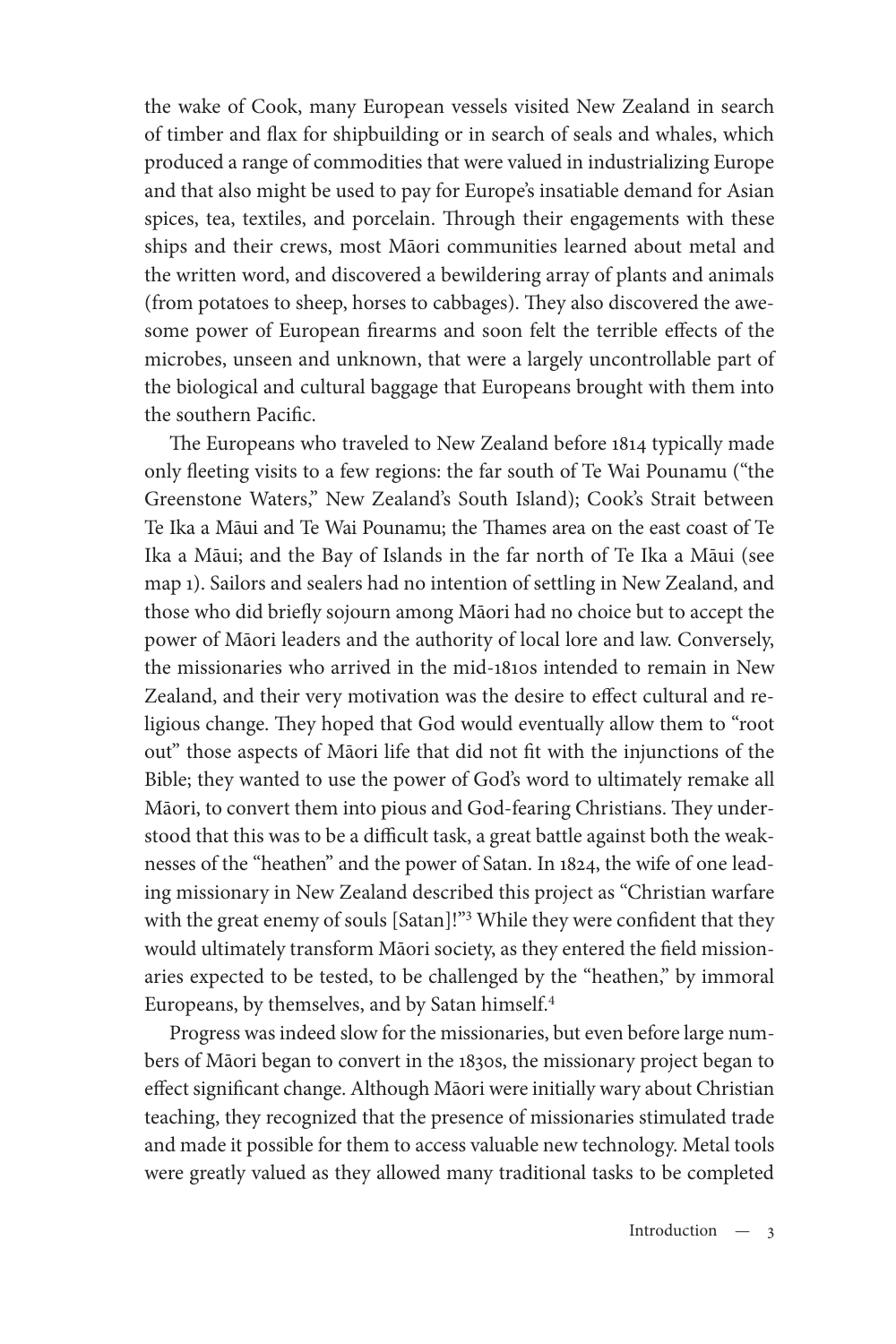the wake of Cook, many European vessels visited New Zealand in search of timber and flax for shipbuilding or in search of seals and whales, which produced a range of commodities that were valued in industrializing Europe and that also might be used to pay for Europe's insatiable demand for Asian spices, tea, textiles, and porcelain. Through their engagements with these ships and their crews, most Māori communities learned about metal and the written word, and discovered a bewildering array of plants and animals (from potatoes to sheep, horses to cabbages). They also discovered the awesome power of European firearms and soon felt the terrible effects of the microbes, unseen and unknown, that were a largely uncontrollable part of the biological and cultural baggage that Europeans brought with them into the southern Pacific.

The Europeans who traveled to New Zealand before 1814 typically made only fleeting visits to a few regions: the far south of Te Wai Pounamu ("the Greenstone Waters," New Zealand's South Island); Cook's Strait between Te Ika a Māui and Te Wai Pounamu; the Thames area on the east coast of Te Ika a Māui; and the Bay of Islands in the far north of Te Ika a Māui (see map 1). Sailors and sealers had no intention of settling in New Zealand, and those who did briefly sojourn among Māori had no choice but to accept the power of Māori leaders and the authority of local lore and law. Conversely, the missionaries who arrived in the mid-1810s intended to remain in New Zealand, and their very motivation was the desire to effect cultural and religious change. They hoped that God would eventually allow them to "root out" those aspects of Māori life that did not fit with the injunctions of the Bible; they wanted to use the power of God's word to ultimately remake all Māori, to convert them into pious and God-fearing Christians. They understood that this was to be a difficult task, a great battle against both the weaknesses of the "heathen" and the power of Satan. In 1824, the wife of one leading missionary in New Zealand described this project as "Christian warfare with the great enemy of souls [Satan]!"[3] While they were confident that they would ultimately transform Māori society, as they entered the field missionaries expected to be tested, to be challenged by the "heathen," by immoral Europeans, by themselves, and by Satan himself.[4]

Progress was indeed slow for the missionaries, but even before large numbers of Māori began to convert in the 1830s, the missionary project began to effect significant change. Although Māori were initially wary about Christian teaching, they recognized that the presence of missionaries stimulated trade and made it possible for them to access valuable new technology. Metal tools were greatly valued as they allowed many traditional tasks to be completed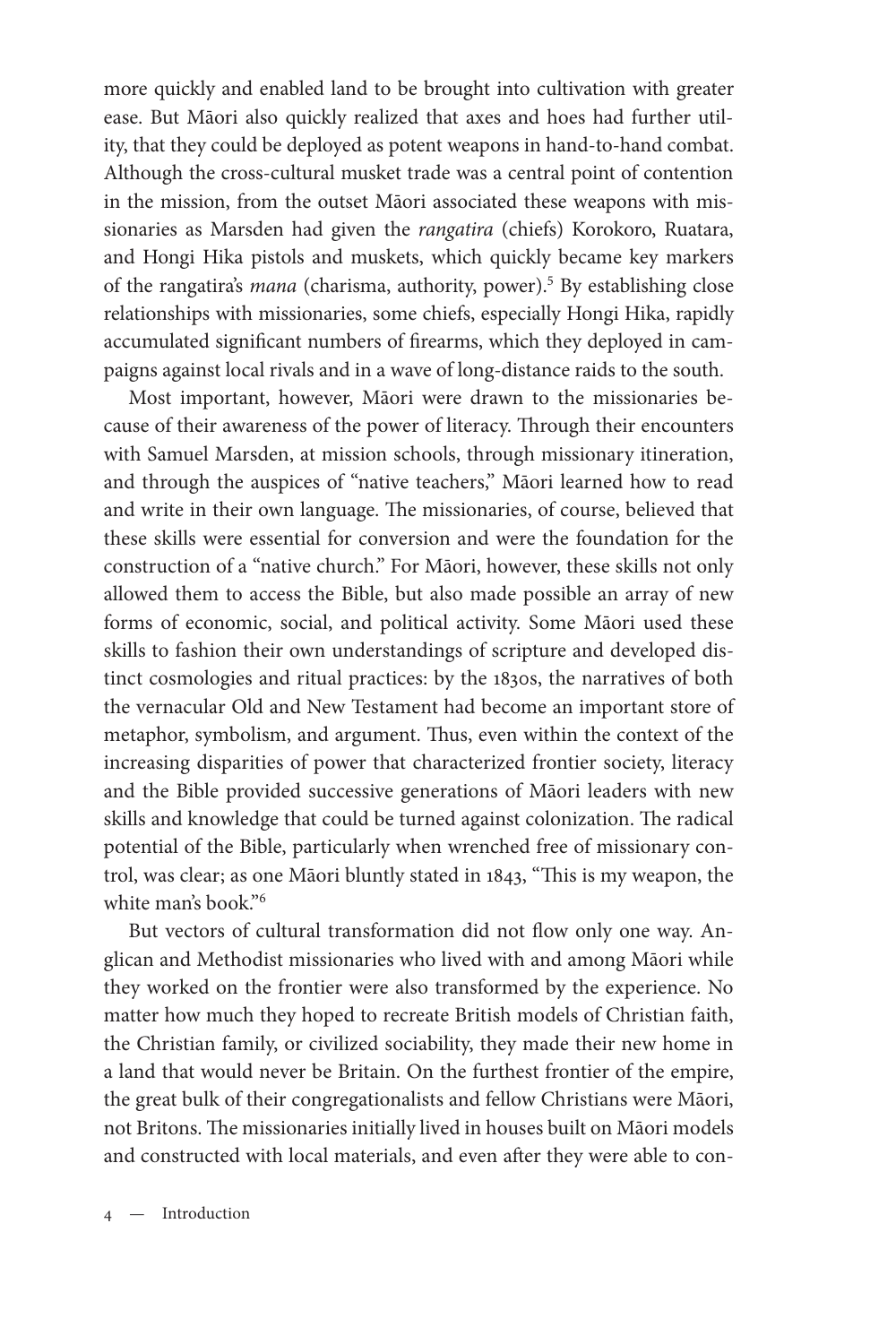more quickly and enabled land to be brought into cultivation with greater ease. But Māori also quickly realized that axes and hoes had further utility, that they could be deployed as potent weapons in hand-to-hand combat. Although the cross-cultural musket trade was a central point of contention in the mission, from the outset Māori associated these weapons with missionaries as Marsden had given the *rangatira* (chiefs) Korokoro, Ruatara, and Hongi Hika pistols and muskets, which quickly became key markers of the rangatira's *mana* (charisma, authority, power).[5] By establishing close relationships with missionaries, some chiefs, especially Hongi Hika, rapidly accumulated significant numbers of firearms, which they deployed in campaigns against local rivals and in a wave of long-distance raids to the south.

Most important, however, Māori were drawn to the missionaries because of their awareness of the power of literacy. Through their encounters with Samuel Marsden, at mission schools, through missionary itineration, and through the auspices of "native teachers," Māori learned how to read and write in their own language. The missionaries, of course, believed that these skills were essential for conversion and were the foundation for the construction of a "native church." For Māori, however, these skills not only allowed them to access the Bible, but also made possible an array of new forms of economic, social, and political activity. Some Māori used these skills to fashion their own understandings of scripture and developed distinct cosmologies and ritual practices: by the 1830s, the narratives of both the vernacular Old and New Testament had become an important store of metaphor, symbolism, and argument. Thus, even within the context of the increasing disparities of power that characterized frontier society, literacy and the Bible provided successive generations of Māori leaders with new skills and knowledge that could be turned against colonization. The radical potential of the Bible, particularly when wrenched free of missionary control, was clear; as one Māori bluntly stated in 1843, "This is my weapon, the white man's book."[6]

But vectors of cultural transformation did not flow only one way. Anglican and Methodist missionaries who lived with and among Māori while they worked on the frontier were also transformed by the experience. No matter how much they hoped to recreate British models of Christian faith, the Christian family, or civilized sociability, they made their new home in a land that would never be Britain. On the furthest frontier of the empire, the great bulk of their congregationalists and fellow Christians were Māori, not Britons. The missionaries initially lived in houses built on Māori models and constructed with local materials, and even after they were able to con-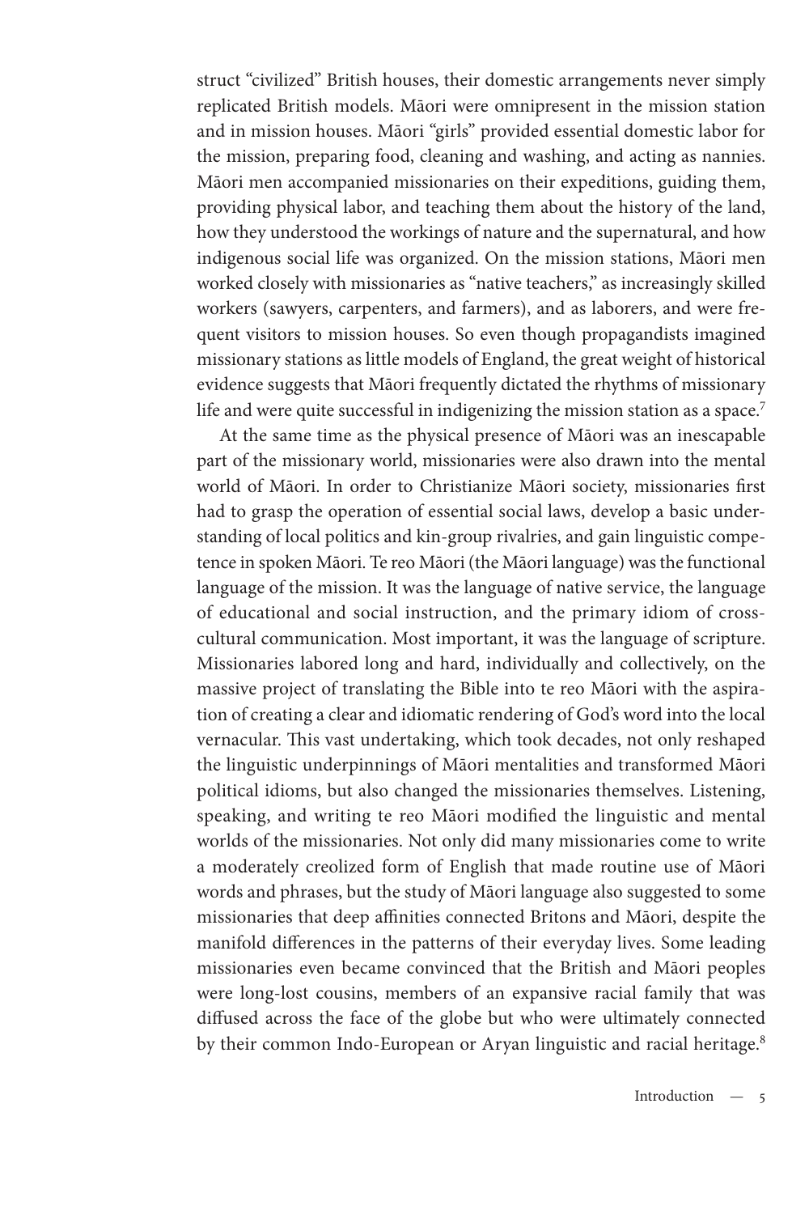struct "civilized" British houses, their domestic arrangements never simply replicated British models. Māori were omnipresent in the mission station and in mission houses. Māori "girls" provided essential domestic labor for the mission, preparing food, cleaning and washing, and acting as nannies. Māori men accompanied missionaries on their expeditions, guiding them, providing physical labor, and teaching them about the history of the land, how they understood the workings of nature and the supernatural, and how indigenous social life was organized. On the mission stations, Māori men worked closely with missionaries as "native teachers," as increasingly skilled workers (sawyers, carpenters, and farmers), and as laborers, and were frequent visitors to mission houses. So even though propagandists imagined missionary stations as little models of England, the great weight of historical evidence suggests that Māori frequently dictated the rhythms of missionary life and were quite successful in indigenizing the mission station as a space.[7]

At the same time as the physical presence of Māori was an inescapable part of the missionary world, missionaries were also drawn into the mental world of Māori. In order to Christianize Māori society, missionaries first had to grasp the operation of essential social laws, develop a basic understanding of local politics and kin-group rivalries, and gain linguistic competence in spoken Māori. Te reo Māori (the Māori language) was the functional language of the mission. It was the language of native service, the language of educational and social instruction, and the primary idiom of cross-cultural communication. Most important, it was the language of scripture. Missionaries labored long and hard, individually and collectively, on the massive project of translating the Bible into te reo Māori with the aspiration of creating a clear and idiomatic rendering of God's word into the local vernacular. This vast undertaking, which took decades, not only reshaped the linguistic underpinnings of Māori mentalities and transformed Māori political idioms, but also changed the missionaries themselves. Listening, speaking, and writing te reo Māori modified the linguistic and mental worlds of the missionaries. Not only did many missionaries come to write a moderately creolized form of English that made routine use of Māori words and phrases, but the study of Māori language also suggested to some missionaries that deep affinities connected Britons and Māori, despite the manifold differences in the patterns of their everyday lives. Some leading missionaries even became convinced that the British and Māori peoples were long-lost cousins, members of an expansive racial family that was diffused across the face of the globe but who were ultimately connected by their common Indo-European or Aryan linguistic and racial heritage.[8]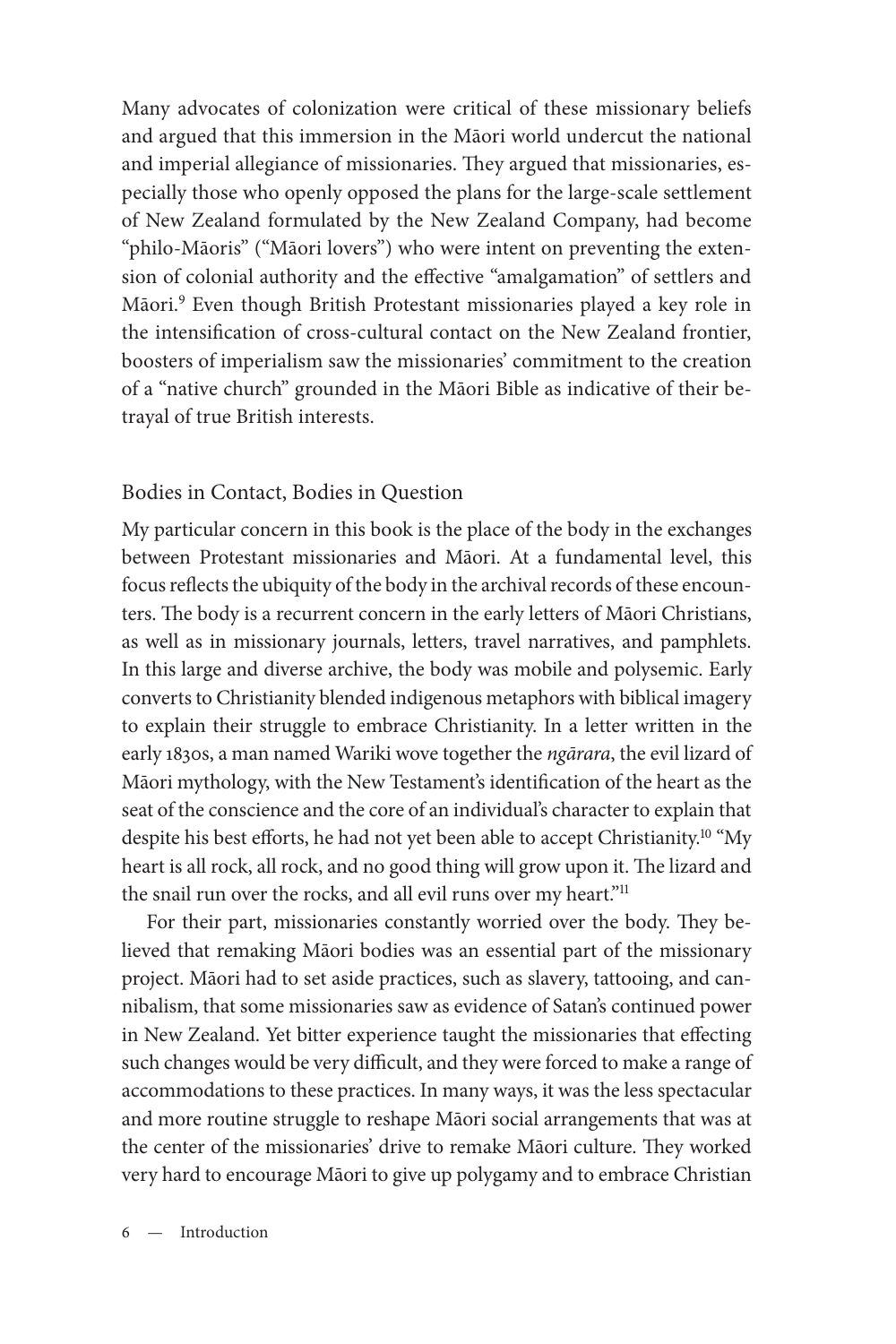Many advocates of colonization were critical of these missionary beliefs and argued that this immersion in the Māori world undercut the national and imperial allegiance of missionaries. They argued that missionaries, especially those who openly opposed the plans for the large-scale settlement of New Zealand formulated by the New Zealand Company, had become "philo-Māoris" ("Māori lovers") who were intent on preventing the extension of colonial authority and the effective "amalgamation" of settlers and Māori.[9] Even though British Protestant missionaries played a key role in the intensification of cross-cultural contact on the New Zealand frontier, boosters of imperialism saw the missionaries' commitment to the creation of a "native church" grounded in the Māori Bible as indicative of their betrayal of true British interests.

## Bodies in Contact, Bodies in Question

My particular concern in this book is the place of the body in the exchanges between Protestant missionaries and Māori. At a fundamental level, this focus reflects the ubiquity of the body in the archival records of these encounters. The body is a recurrent concern in the early letters of Māori Christians, as well as in missionary journals, letters, travel narratives, and pamphlets. In this large and diverse archive, the body was mobile and polysemic. Early converts to Christianity blended indigenous metaphors with biblical imagery to explain their struggle to embrace Christianity. In a letter written in the early 1830s, a man named Wariki wove together the *ngārara*, the evil lizard of Māori mythology, with the New Testament's identification of the heart as the seat of the conscience and the core of an individual's character to explain that despite his best efforts, he had not yet been able to accept Christianity.[10] "My heart is all rock, all rock, and no good thing will grow upon it. The lizard and the snail run over the rocks, and all evil runs over my heart."[11]

For their part, missionaries constantly worried over the body. They believed that remaking Māori bodies was an essential part of the missionary project. Māori had to set aside practices, such as slavery, tattooing, and cannibalism, that some missionaries saw as evidence of Satan's continued power in New Zealand. Yet bitter experience taught the missionaries that effecting such changes would be very difficult, and they were forced to make a range of accommodations to these practices. In many ways, it was the less spectacular and more routine struggle to reshape Māori social arrangements that was at the center of the missionaries' drive to remake Māori culture. They worked very hard to encourage Māori to give up polygamy and to embrace Christian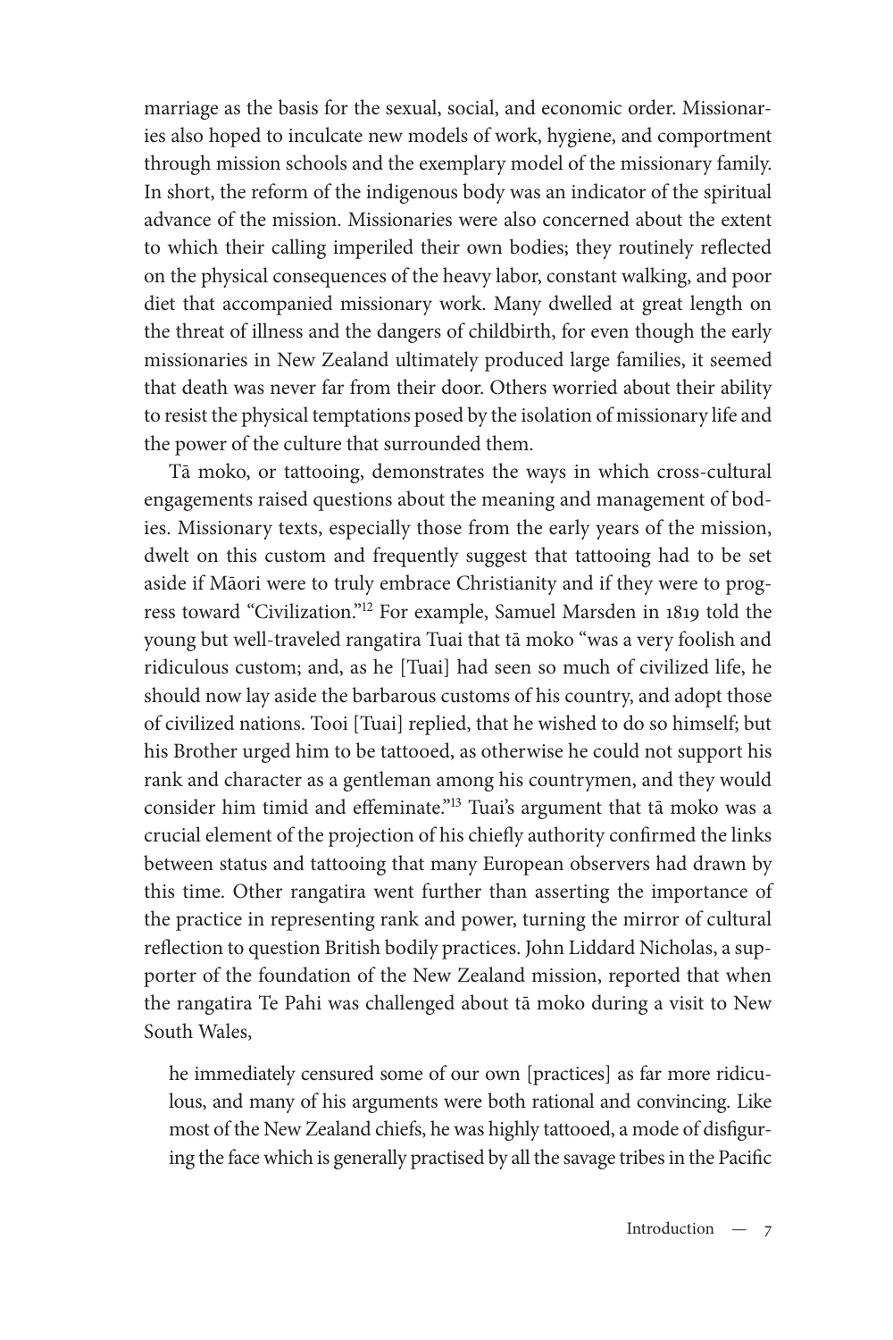marriage as the basis for the sexual, social, and economic order. Missionaries also hoped to inculcate new models of work, hygiene, and comportment through mission schools and the exemplary model of the missionary family. In short, the reform of the indigenous body was an indicator of the spiritual advance of the mission. Missionaries were also concerned about the extent to which their calling imperiled their own bodies; they routinely reflected on the physical consequences of the heavy labor, constant walking, and poor diet that accompanied missionary work. Many dwelled at great length on the threat of illness and the dangers of childbirth, for even though the early missionaries in New Zealand ultimately produced large families, it seemed that death was never far from their door. Others worried about their ability to resist the physical temptations posed by the isolation of missionary life and the power of the culture that surrounded them.

Tā moko, or tattooing, demonstrates the ways in which cross-cultural engagements raised questions about the meaning and management of bodies. Missionary texts, especially those from the early years of the mission, dwelt on this custom and frequently suggest that tattooing had to be set aside if Māori were to truly embrace Christianity and if they were to progress toward "Civilization."[12] For example, Samuel Marsden in 1819 told the young but well-traveled rangatira Tuai that tā moko "was a very foolish and ridiculous custom; and, as he [Tuai] had seen so much of civilized life, he should now lay aside the barbarous customs of his country, and adopt those of civilized nations. Tooi [Tuai] replied, that he wished to do so himself; but his Brother urged him to be tattooed, as otherwise he could not support his rank and character as a gentleman among his countrymen, and they would consider him timid and effeminate."[13] Tuai's argument that tā moko was a crucial element of the projection of his chiefly authority confirmed the links between status and tattooing that many European observers had drawn by this time. Other rangatira went further than asserting the importance of the practice in representing rank and power, turning the mirror of cultural reflection to question British bodily practices. John Liddard Nicholas, a supporter of the foundation of the New Zealand mission, reported that when the rangatira Te Pahi was challenged about tā moko during a visit to New South Wales,

> he immediately censured some of our own [practices] as far more ridiculous, and many of his arguments were both rational and convincing. Like most of the New Zealand chiefs, he was highly tattooed, a mode of disfiguring the face which is generally practised by all the savage tribes in the Pacific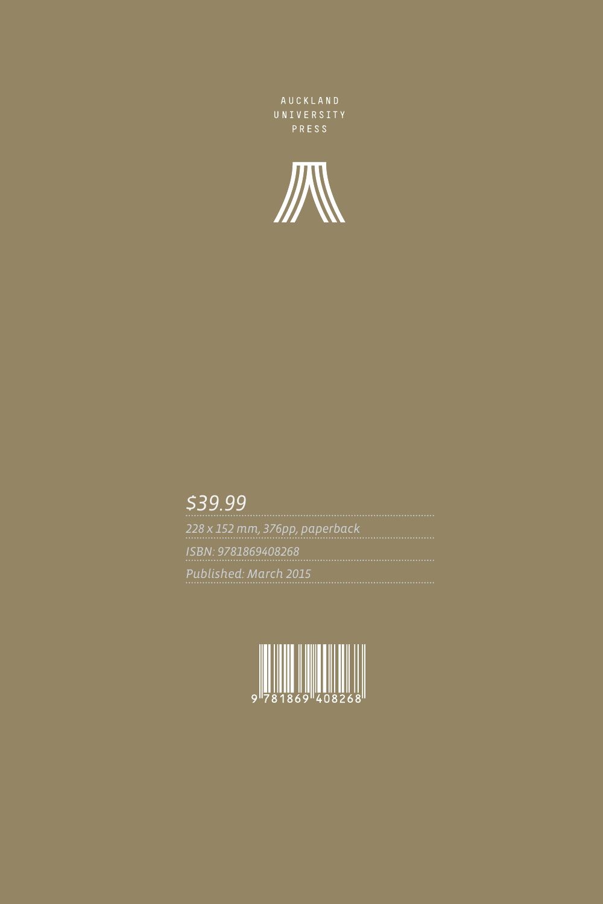AUCKLAND
UNIVERSITY
PRESS

*$39.99*

*228 x 152 mm, 376pp, paperback*

*ISBN: 9781869408268*

*Published: March 2015*

9 781869 408268